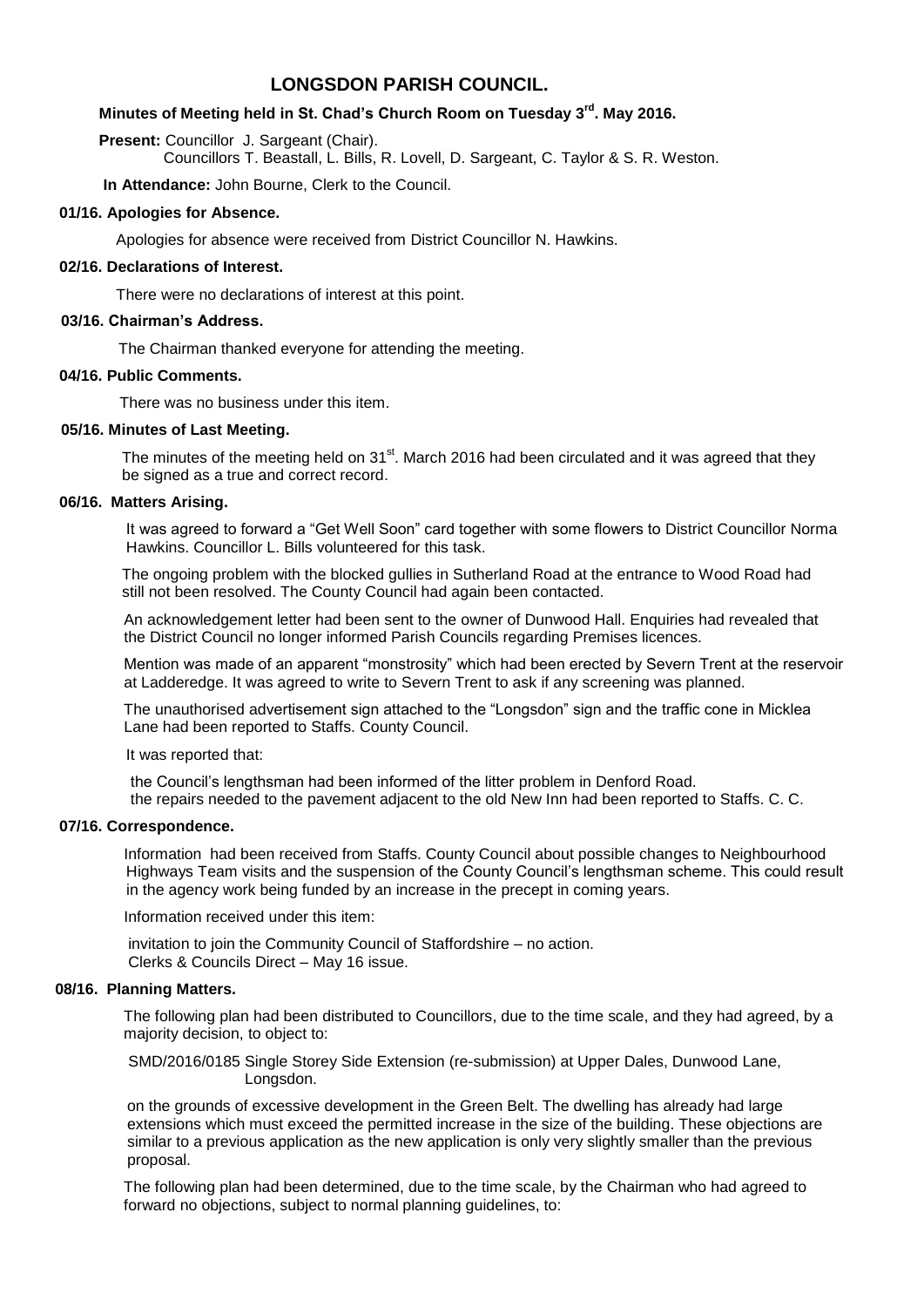# LONGSDON PARISH COUNCIL.

## Minutes of Meeting held in St. Chad's Church Room on Tuesday 3rd. May 2016.

**Present:** Councillor J. Sargeant (Chair).
Councillors T. Beastall, L. Bills, R. Lovell, D. Sargeant, C. Taylor & S. R. Weston.

**In Attendance:** John Bourne, Clerk to the Council.

### 01/16. Apologies for Absence.

Apologies for absence were received from District Councillor N. Hawkins.

### 02/16. Declarations of Interest.

There were no declarations of interest at this point.

### 03/16. Chairman's Address.

The Chairman thanked everyone for attending the meeting.

### 04/16. Public Comments.

There was no business under this item.

### 05/16. Minutes of Last Meeting.

The minutes of the meeting held on 31st. March 2016 had been circulated and it was agreed that they be signed as a true and correct record.

### 06/16. Matters Arising.

It was agreed to forward a "Get Well Soon" card together with some flowers to District Councillor Norma Hawkins. Councillor L. Bills volunteered for this task.

The ongoing problem with the blocked gullies in Sutherland Road at the entrance to Wood Road had still not been resolved. The County Council had again been contacted.

An acknowledgement letter had been sent to the owner of Dunwood Hall. Enquiries had revealed that the District Council no longer informed Parish Councils regarding Premises licences.

Mention was made of an apparent "monstrosity" which had been erected by Severn Trent at the reservoir at Ladderedge. It was agreed to write to Severn Trent to ask if any screening was planned.

The unauthorised advertisement sign attached to the "Longsdon" sign and the traffic cone in Micklea Lane had been reported to Staffs. County Council.

It was reported that:

- the Council's lengthsman had been informed of the litter problem in Denford Road.
- the repairs needed to the pavement adjacent to the old New Inn had been reported to Staffs. C. C.

### 07/16. Correspondence.

Information had been received from Staffs. County Council about possible changes to Neighbourhood Highways Team visits and the suspension of the County Council's lengthsman scheme. This could result in the agency work being funded by an increase in the precept in coming years.

Information received under this item:

- invitation to join the Community Council of Staffordshire – no action.
- Clerks & Councils Direct – May 16 issue.

### 08/16. Planning Matters.

The following plan had been distributed to Councillors, due to the time scale, and they had agreed, by a majority decision, to object to:

SMD/2016/0185 Single Storey Side Extension (re-submission) at Upper Dales, Dunwood Lane, Longsdon.

on the grounds of excessive development in the Green Belt. The dwelling has already had large extensions which must exceed the permitted increase in the size of the building. These objections are similar to a previous application as the new application is only very slightly smaller than the previous proposal.

The following plan had been determined, due to the time scale, by the Chairman who had agreed to forward no objections, subject to normal planning guidelines, to: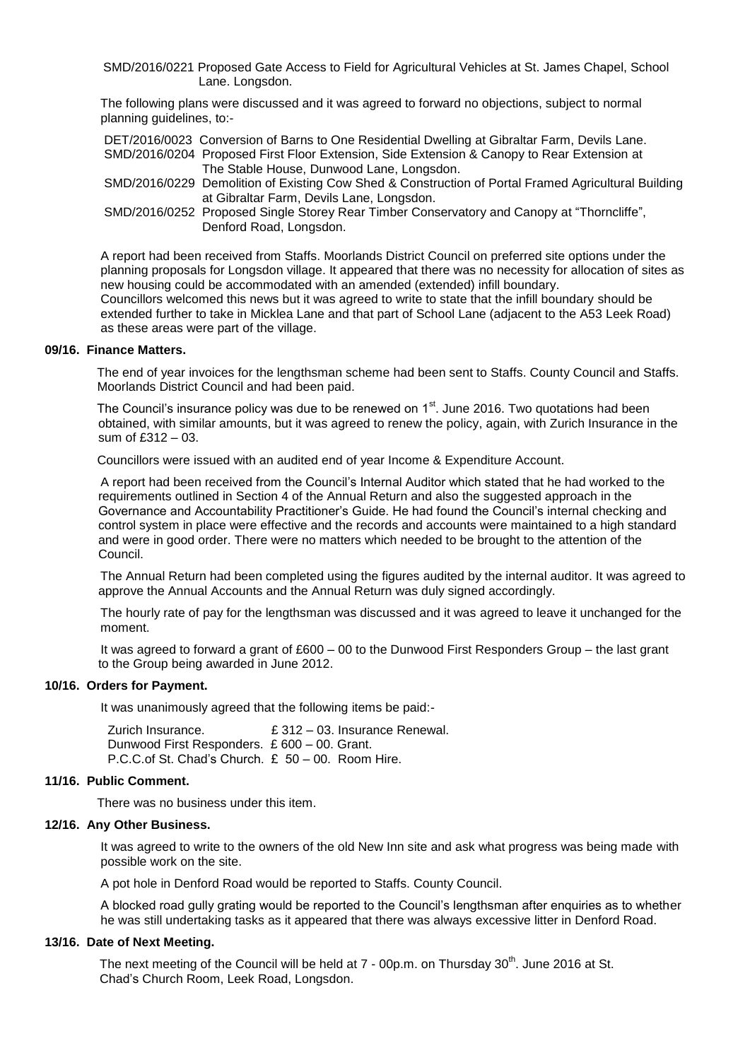SMD/2016/0221 Proposed Gate Access to Field for Agricultural Vehicles at St. James Chapel, School Lane. Longsdon.

The following plans were discussed and it was agreed to forward no objections, subject to normal planning guidelines, to:-

DET/2016/0023 Conversion of Barns to One Residential Dwelling at Gibraltar Farm, Devils Lane.
SMD/2016/0204 Proposed First Floor Extension, Side Extension & Canopy to Rear Extension at The Stable House, Dunwood Lane, Longsdon.
SMD/2016/0229 Demolition of Existing Cow Shed & Construction of Portal Framed Agricultural Building at Gibraltar Farm, Devils Lane, Longsdon.
SMD/2016/0252 Proposed Single Storey Rear Timber Conservatory and Canopy at "Thorncliffe", Denford Road, Longsdon.

A report had been received from Staffs. Moorlands District Council on preferred site options under the planning proposals for Longsdon village. It appeared that there was no necessity for allocation of sites as new housing could be accommodated with an amended (extended) infill boundary.
Councillors welcomed this news but it was agreed to write to state that the infill boundary should be extended further to take in Micklea Lane and that part of School Lane (adjacent to the A53 Leek Road) as these areas were part of the village.

**09/16. Finance Matters.**

The end of year invoices for the lengthsman scheme had been sent to Staffs. County Council and Staffs. Moorlands District Council and had been paid.

The Council's insurance policy was due to be renewed on 1st. June 2016. Two quotations had been obtained, with similar amounts, but it was agreed to renew the policy, again, with Zurich Insurance in the sum of £312 – 03.

Councillors were issued with an audited end of year Income & Expenditure Account.

A report had been received from the Council's Internal Auditor which stated that he had worked to the requirements outlined in Section 4 of the Annual Return and also the suggested approach in the Governance and Accountability Practitioner's Guide. He had found the Council's internal checking and control system in place were effective and the records and accounts were maintained to a high standard and were in good order. There were no matters which needed to be brought to the attention of the Council.

The Annual Return had been completed using the figures audited by the internal auditor. It was agreed to approve the Annual Accounts and the Annual Return was duly signed accordingly.

The hourly rate of pay for the lengthsman was discussed and it was agreed to leave it unchanged for the moment.

It was agreed to forward a grant of £600 – 00 to the Dunwood First Responders Group – the last grant to the Group being awarded in June 2012.

**10/16. Orders for Payment.**

It was unanimously agreed that the following items be paid:-

Zurich Insurance. £ 312 – 03. Insurance Renewal.
Dunwood First Responders. £ 600 – 00. Grant.
P.C.C.of St. Chad's Church. £ 50 – 00. Room Hire.

**11/16. Public Comment.**

There was no business under this item.

**12/16. Any Other Business.**

It was agreed to write to the owners of the old New Inn site and ask what progress was being made with possible work on the site.

A pot hole in Denford Road would be reported to Staffs. County Council.

A blocked road gully grating would be reported to the Council's lengthsman after enquiries as to whether he was still undertaking tasks as it appeared that there was always excessive litter in Denford Road.

**13/16. Date of Next Meeting.**

The next meeting of the Council will be held at 7 - 00p.m. on Thursday 30th. June 2016 at St. Chad's Church Room, Leek Road, Longsdon.